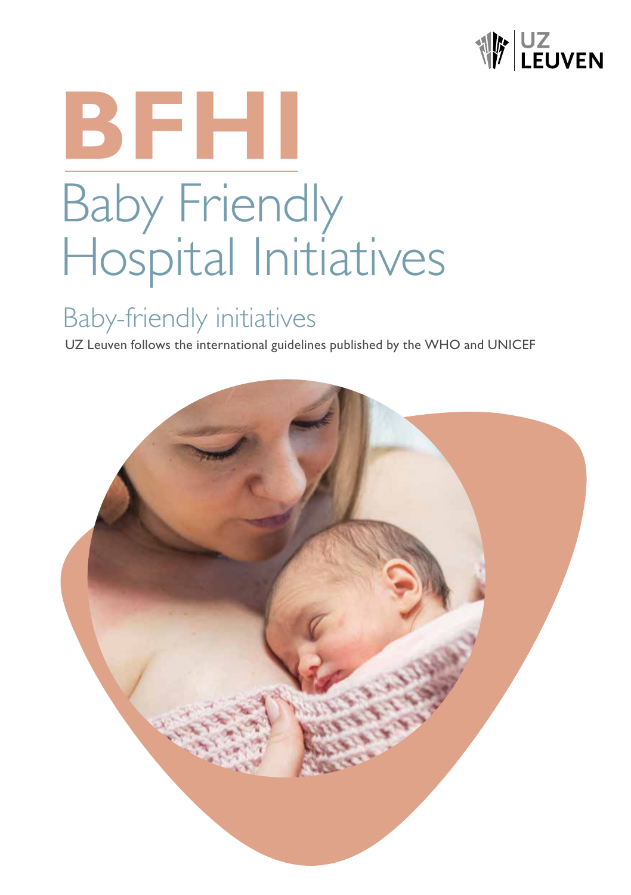UZ LEUVEN

# BFHI

## Baby Friendly Hospital Initiatives

### Baby-friendly initiatives

UZ Leuven follows the international guidelines published by the WHO and UNICEF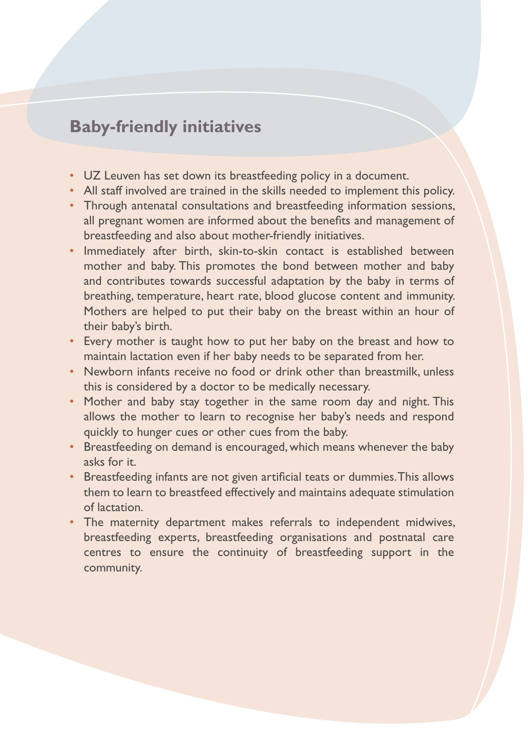## Baby-friendly initiatives

- UZ Leuven has set down its breastfeeding policy in a document.
- All staff involved are trained in the skills needed to implement this policy.
- Through antenatal consultations and breastfeeding information sessions, all pregnant women are informed about the benefits and management of breastfeeding and also about mother-friendly initiatives.
- Immediately after birth, skin-to-skin contact is established between mother and baby. This promotes the bond between mother and baby and contributes towards successful adaptation by the baby in terms of breathing, temperature, heart rate, blood glucose content and immunity. Mothers are helped to put their baby on the breast within an hour of their baby's birth.
- Every mother is taught how to put her baby on the breast and how to maintain lactation even if her baby needs to be separated from her.
- Newborn infants receive no food or drink other than breastmilk, unless this is considered by a doctor to be medically necessary.
- Mother and baby stay together in the same room day and night. This allows the mother to learn to recognise her baby's needs and respond quickly to hunger cues or other cues from the baby.
- Breastfeeding on demand is encouraged, which means whenever the baby asks for it.
- Breastfeeding infants are not given artificial teats or dummies. This allows them to learn to breastfeed effectively and maintains adequate stimulation of lactation.
- The maternity department makes referrals to independent midwives, breastfeeding experts, breastfeeding organisations and postnatal care centres to ensure the continuity of breastfeeding support in the community.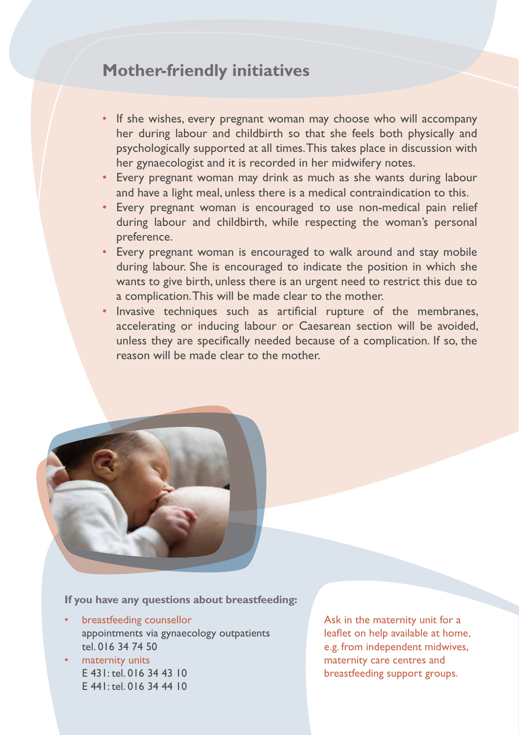## Mother-friendly initiatives

- If she wishes, every pregnant woman may choose who will accompany her during labour and childbirth so that she feels both physically and psychologically supported at all times. This takes place in discussion with her gynaecologist and it is recorded in her midwifery notes.
- Every pregnant woman may drink as much as she wants during labour and have a light meal, unless there is a medical contraindication to this.
- Every pregnant woman is encouraged to use non-medical pain relief during labour and childbirth, while respecting the woman's personal preference.
- Every pregnant woman is encouraged to walk around and stay mobile during labour. She is encouraged to indicate the position in which she wants to give birth, unless there is an urgent need to restrict this due to a complication. This will be made clear to the mother.
- Invasive techniques such as artificial rupture of the membranes, accelerating or inducing labour or Caesarean section will be avoided, unless they are specifically needed because of a complication. If so, the reason will be made clear to the mother.

**If you have any questions about breastfeeding:**

- breastfeeding counsellor
  appointments via gynaecology outpatients
  tel. 016 34 74 50
- maternity units
  E 431: tel. 016 34 43 10
  E 441: tel. 016 34 44 10

Ask in the maternity unit for a leaflet on help available at home, e.g. from independent midwives, maternity care centres and breastfeeding support groups.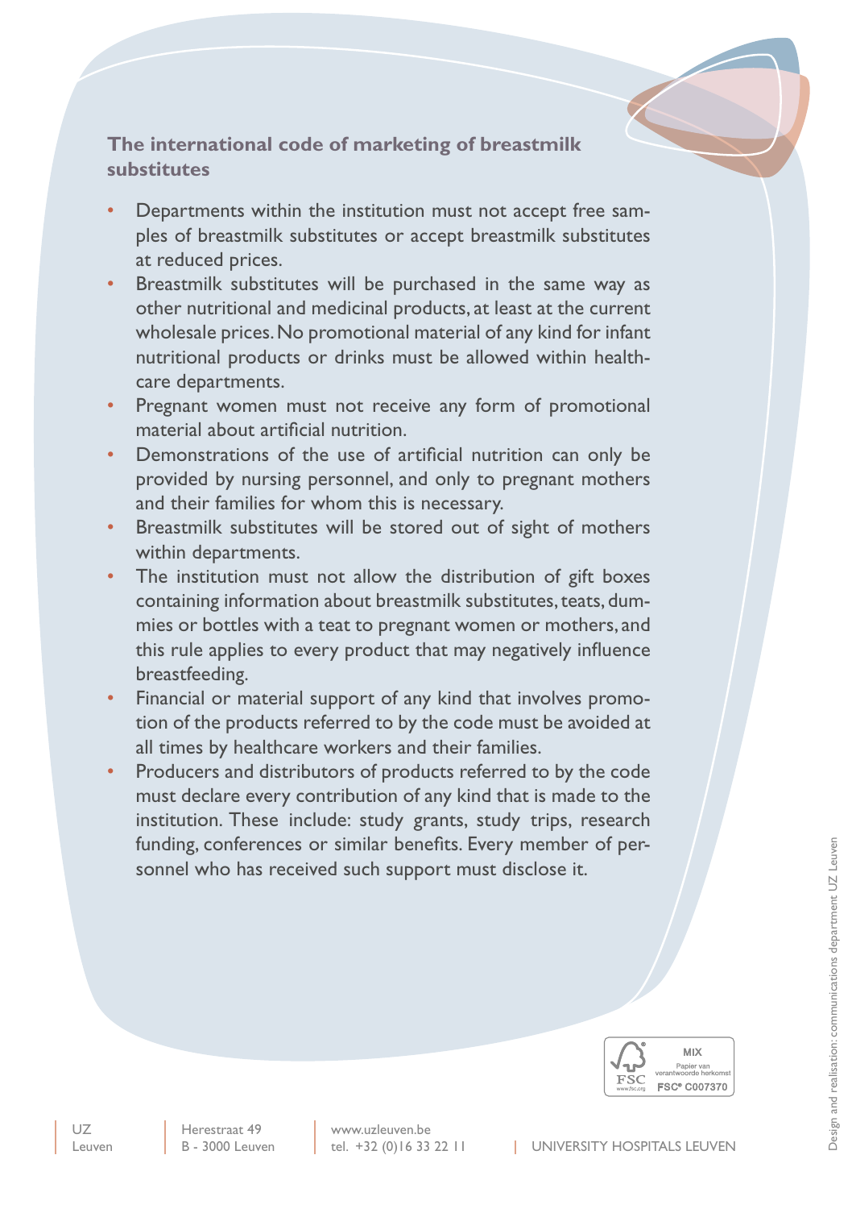## The international code of marketing of breastmilk substitutes

- Departments within the institution must not accept free samples of breastmilk substitutes or accept breastmilk substitutes at reduced prices.
- Breastmilk substitutes will be purchased in the same way as other nutritional and medicinal products, at least at the current wholesale prices. No promotional material of any kind for infant nutritional products or drinks must be allowed within healthcare departments.
- Pregnant women must not receive any form of promotional material about artificial nutrition.
- Demonstrations of the use of artificial nutrition can only be provided by nursing personnel, and only to pregnant mothers and their families for whom this is necessary.
- Breastmilk substitutes will be stored out of sight of mothers within departments.
- The institution must not allow the distribution of gift boxes containing information about breastmilk substitutes, teats, dummies or bottles with a teat to pregnant women or mothers, and this rule applies to every product that may negatively influence breastfeeding.
- Financial or material support of any kind that involves promotion of the products referred to by the code must be avoided at all times by healthcare workers and their families.
- Producers and distributors of products referred to by the code must declare every contribution of any kind that is made to the institution. These include: study grants, study trips, research funding, conferences or similar benefits. Every member of personnel who has received such support must disclose it.

MIX
Papier van verantwoorde herkomst
FSC® C007370

UZ Leuven | Herestraat 49 B - 3000 Leuven | www.uzleuven.be tel. +32 (0)16 33 22 11 | UNIVERSITY HOSPITALS LEUVEN

Design and realisation: communications department UZ Leuven